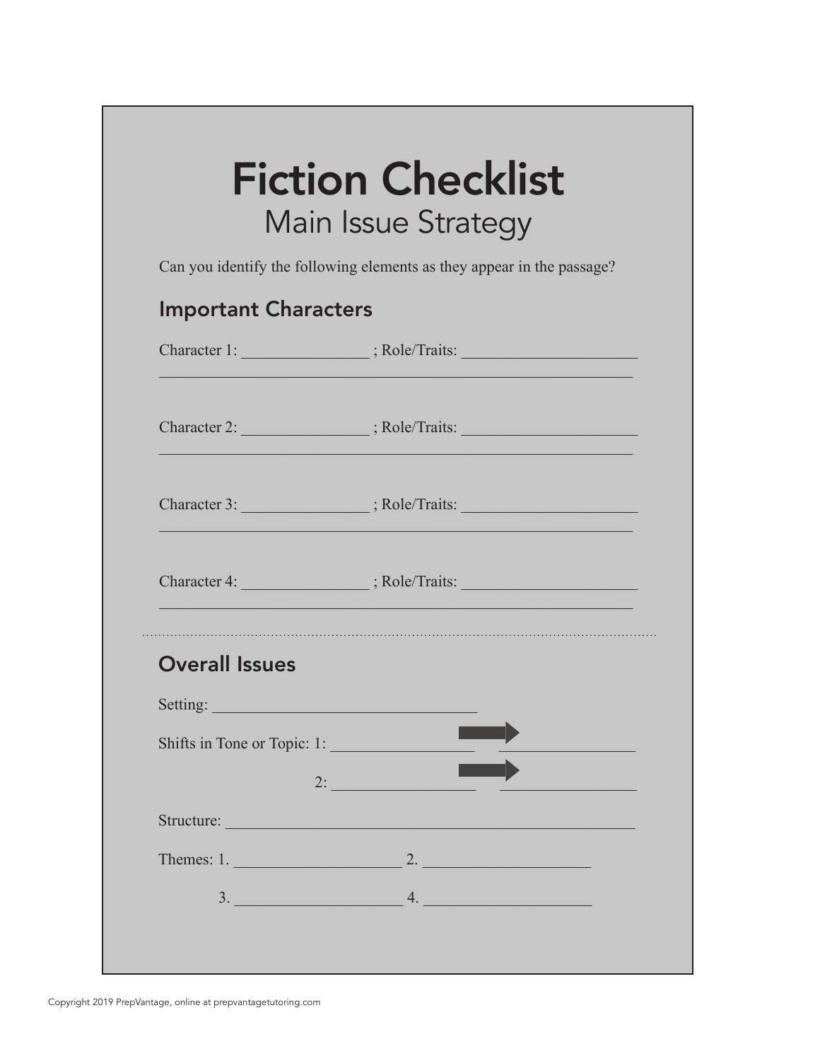# Fiction Checklist

## Main Issue Strategy

Can you identify the following elements as they appear in the passage?

### Important Characters

Character 1: ________________ ; Role/Traits: ______________________
____________________________________________________________

Character 2: ________________ ; Role/Traits: ______________________
____________________________________________________________

Character 3: ________________ ; Role/Traits: ______________________
____________________________________________________________

Character 4: ________________ ; Role/Traits: ______________________
____________________________________________________________

---

### Overall Issues

Setting: ________________________________

Shifts in Tone or Topic: 1: __________________ → __________________

2: __________________ → __________________

Structure: ____________________________________________________

Themes: 1. _____________________ 2. _____________________

3. _____________________ 4. _____________________

Copyright 2019 PrepVantage, online at prepvantagetutoring.com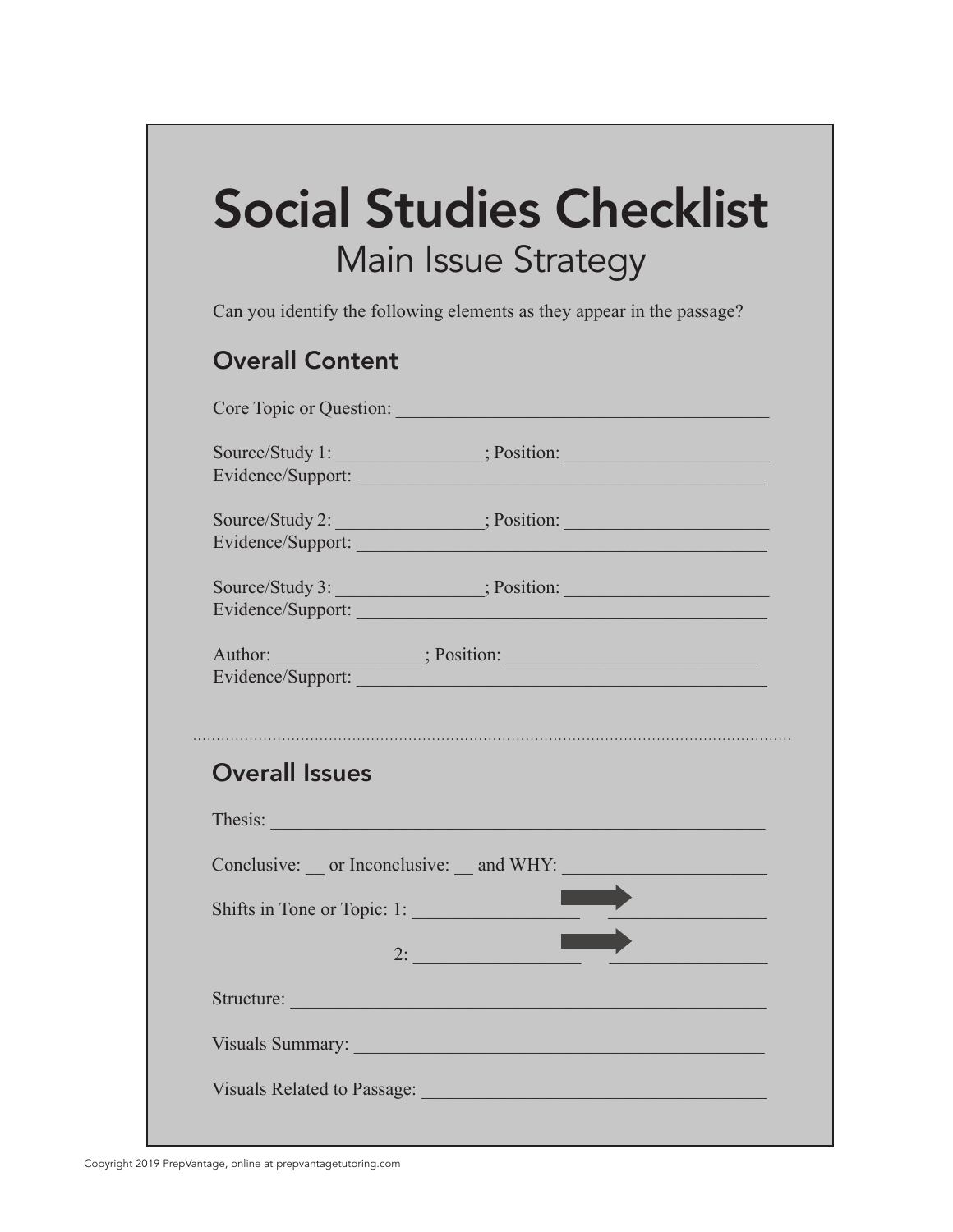# Social Studies Checklist

## Main Issue Strategy

Can you identify the following elements as they appear in the passage?

### Overall Content

Core Topic or Question: ________________________________________

Source/Study 1: ________________; Position: ______________________
Evidence/Support: ____________________________________________

Source/Study 2: ________________; Position: ______________________
Evidence/Support: ____________________________________________

Source/Study 3: ________________; Position: ______________________
Evidence/Support: ____________________________________________

Author: ________________; Position: __________________________
Evidence/Support: ____________________________________________

### Overall Issues

Thesis: ______________________________________________________

Conclusive: __ or Inconclusive: __ and WHY: ______________________

Shifts in Tone or Topic: 1: __________________ → __________________

2: __________________ → __________________

Structure: ___________________________________________________

Visuals Summary: _____________________________________________

Visuals Related to Passage: ____________________________________

Copyright 2019 PrepVantage, online at prepvantagetutoring.com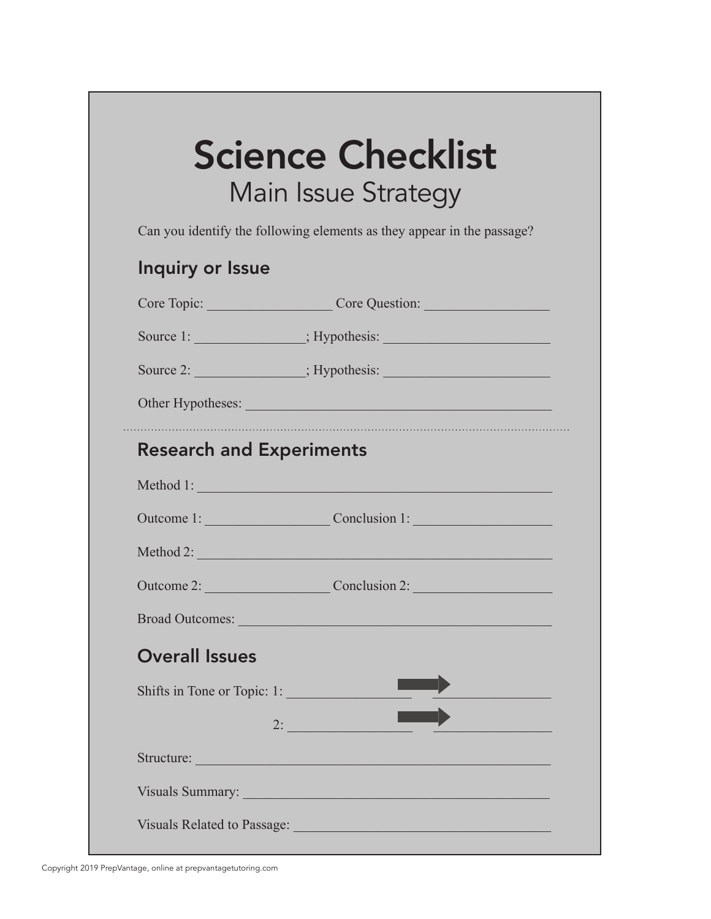# Science Checklist

## Main Issue Strategy

Can you identify the following elements as they appear in the passage?

### Inquiry or Issue

Core Topic: ________________ Core Question: ________________

Source 1: ______________; Hypothesis: ______________________

Source 2: ______________; Hypothesis: ______________________

Other Hypotheses: ________________________________________

---

### Research and Experiments

Method 1: ______________________________________________

Outcome 1: ________________ Conclusion 1: ________________

Method 2: ______________________________________________

Outcome 2: ________________ Conclusion 2: ________________

Broad Outcomes: __________________________________________

### Overall Issues

Shifts in Tone or Topic: 1: ________________ → ________________

2: ________________ → ________________

Structure: ______________________________________________

Visuals Summary: ________________________________________

Visuals Related to Passage: __________________________________

Copyright 2019 PrepVantage, online at prepvantagetutoring.com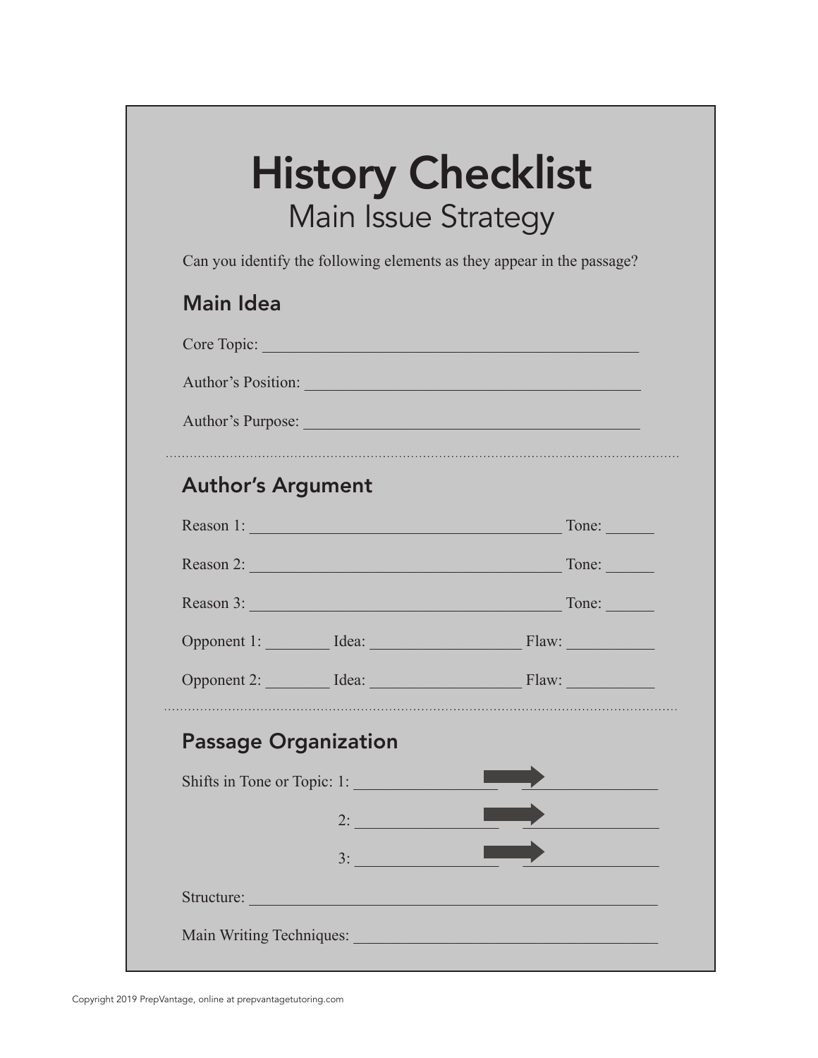# History Checklist

## Main Issue Strategy

Can you identify the following elements as they appear in the passage?

### Main Idea

Core Topic: ______________________________________________

Author's Position: ________________________________________

Author's Purpose: _________________________________________

---

### Author's Argument

Reason 1: ________________________________________ Tone: ______

Reason 2: ________________________________________ Tone: ______

Reason 3: ________________________________________ Tone: ______

Opponent 1: ________ Idea: __________________ Flaw: ___________

Opponent 2: ________ Idea: __________________ Flaw: ___________

---

### Passage Organization

Shifts in Tone or Topic: 1: ________________ → ________________

2: ________________ → ________________

3: ________________ → ________________

Structure: ____________________________________________________

Main Writing Techniques: _______________________________________

Copyright 2019 PrepVantage, online at prepvantagetutoring.com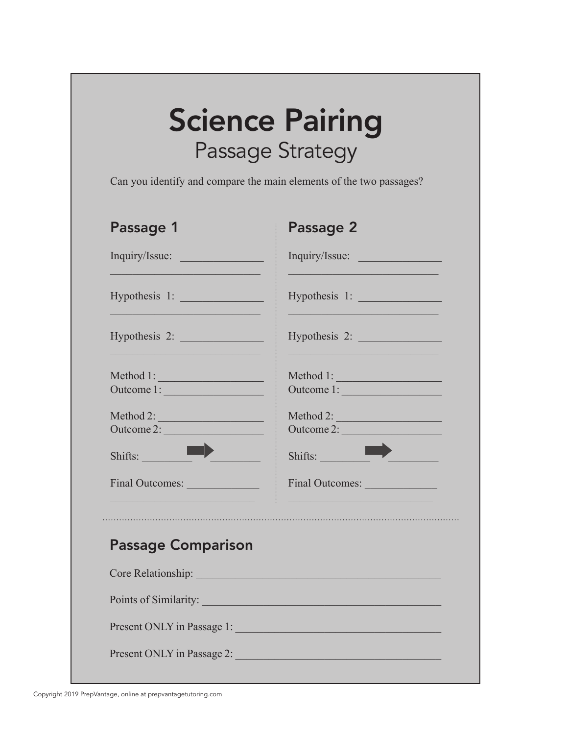# Science Pairing

## Passage Strategy

Can you identify and compare the main elements of the two passages?

### Passage 1

Inquiry/Issue: ______________________________

Hypothesis 1: ______________________________

Hypothesis 2: ______________________________

Method 1: ____________________
Outcome 1: ____________________

Method 2: ____________________
Outcome 2: ____________________

Shifts: __________ ➡ __________

Final Outcomes: ______________________________

### Passage 2

Inquiry/Issue: ______________________________

Hypothesis 1: ______________________________

Hypothesis 2: ______________________________

Method 1: ____________________
Outcome 1: ____________________

Method 2: ____________________
Outcome 2: ____________________

Shifts: __________ ➡ __________

Final Outcomes: ______________________________

---

### Passage Comparison

Core Relationship: ______________________________

Points of Similarity: ______________________________

Present ONLY in Passage 1: ______________________________

Present ONLY in Passage 2: ______________________________

Copyright 2019 PrepVantage, online at prepvantagetutoring.com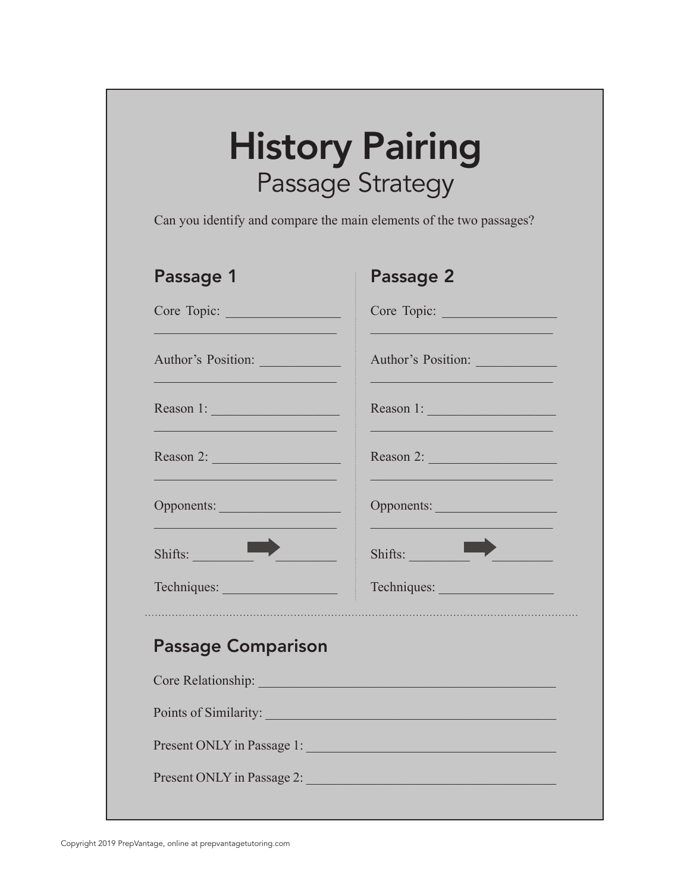# History Pairing

## Passage Strategy

Can you identify and compare the main elements of the two passages?

### Passage 1

Core Topic: ____________________
____________________________________

Author's Position: ____________
____________________________________

Reason 1: ____________________
____________________________________

Reason 2: ____________________
____________________________________

Opponents: ___________________
____________________________________

Shifts: __________ → __________

Techniques: __________________

### Passage 2

Core Topic: ____________________
____________________________________

Author's Position: ____________
____________________________________

Reason 1: ____________________
____________________________________

Reason 2: ____________________
____________________________________

Opponents: ___________________
____________________________________

Shifts: __________ → __________

Techniques: __________________

### Passage Comparison

Core Relationship: ______________________________________________

Points of Similarity: ____________________________________________

Present ONLY in Passage 1: ______________________________________

Present ONLY in Passage 2: ______________________________________

Copyright 2019 PrepVantage, online at prepvantagetutoring.com